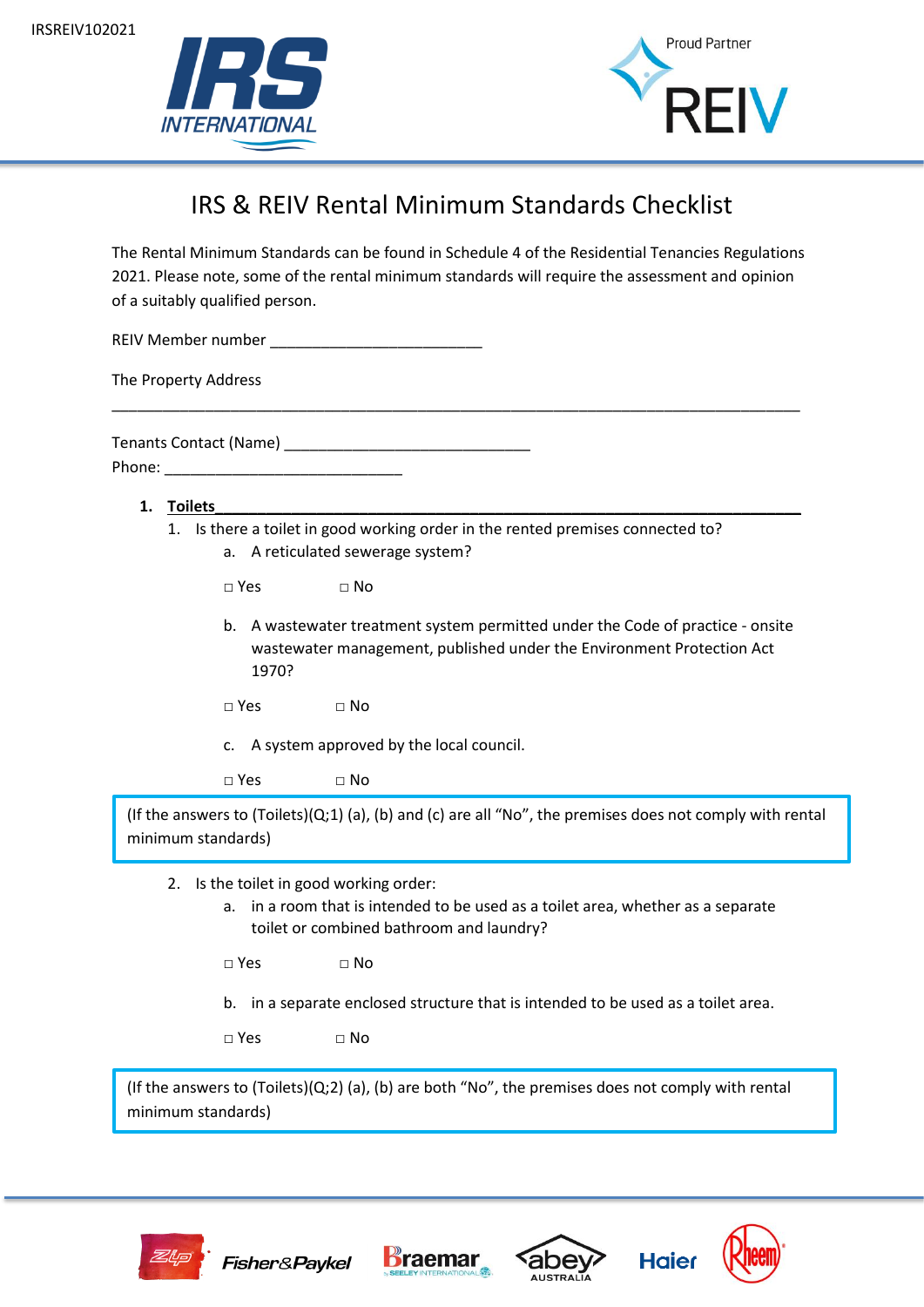IRSREIV102021

# IRS & REIV Rental Minimum Standards Checklist

The Rental Minimum Standards can be found in Schedule 4 of the Residential Tenancies Regulations 2021. Please note, some of the rental minimum standards will require the assessment and opinion of a suitably qualified person.

REIV Member number _________________________

The Property Address

_______________________________________________________________________________

Tenants Contact (Name) _____________________________

Phone: ____________________________

1. **Toilets**

   1. Is there a toilet in good working order in the rented premises connected to?

      a. A reticulated sewerage system?

      □ Yes □ No

      b. A wastewater treatment system permitted under the Code of practice - onsite wastewater management, published under the Environment Protection Act 1970?

      □ Yes □ No

      c. A system approved by the local council.

      □ Yes □ No

(If the answers to (Toilets)(Q;1) (a), (b) and (c) are all "No", the premises does not comply with rental minimum standards)

   2. Is the toilet in good working order:

      a. in a room that is intended to be used as a toilet area, whether as a separate toilet or combined bathroom and laundry?

      □ Yes □ No

      b. in a separate enclosed structure that is intended to be used as a toilet area.

      □ Yes □ No

(If the answers to (Toilets)(Q;2) (a), (b) are both "No", the premises does not comply with rental minimum standards)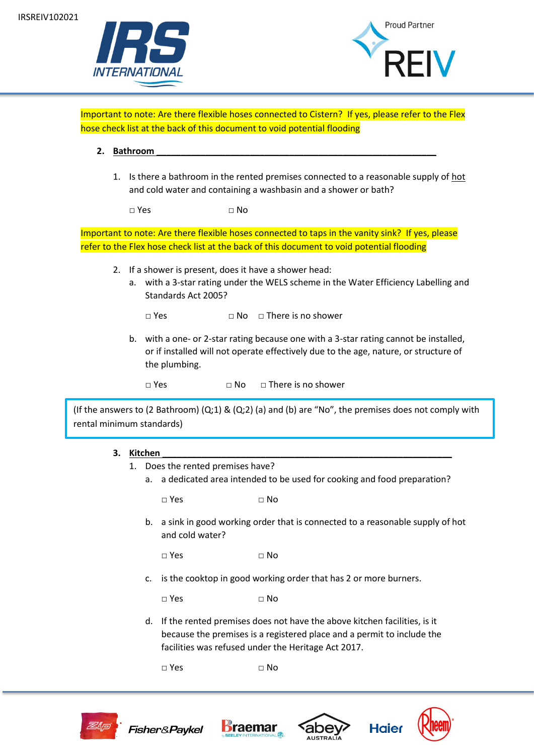Important to note: Are there flexible hoses connected to Cistern? If yes, please refer to the Flex hose check list at the back of this document to void potential flooding

## 2. Bathroom

1. Is there a bathroom in the rented premises connected to a reasonable supply of hot and cold water and containing a washbasin and a shower or bath?

   □ Yes □ No

Important to note: Are there flexible hoses connected to taps in the vanity sink? If yes, please refer to the Flex hose check list at the back of this document to void potential flooding

2. If a shower is present, does it have a shower head:
   a. with a 3-star rating under the WELS scheme in the Water Efficiency Labelling and Standards Act 2005?

      □ Yes □ No □ There is no shower

   b. with a one- or 2-star rating because one with a 3-star rating cannot be installed, or if installed will not operate effectively due to the age, nature, or structure of the plumbing.

      □ Yes □ No □ There is no shower

(If the answers to (2 Bathroom) (Q;1) & (Q;2) (a) and (b) are "No", the premises does not comply with rental minimum standards)

## 3. Kitchen

1. Does the rented premises have?
   a. a dedicated area intended to be used for cooking and food preparation?

      □ Yes □ No

   b. a sink in good working order that is connected to a reasonable supply of hot and cold water?

      □ Yes □ No

   c. is the cooktop in good working order that has 2 or more burners.

      □ Yes □ No

   d. If the rented premises does not have the above kitchen facilities, is it because the premises is a registered place and a permit to include the facilities was refused under the Heritage Act 2017.

      □ Yes □ No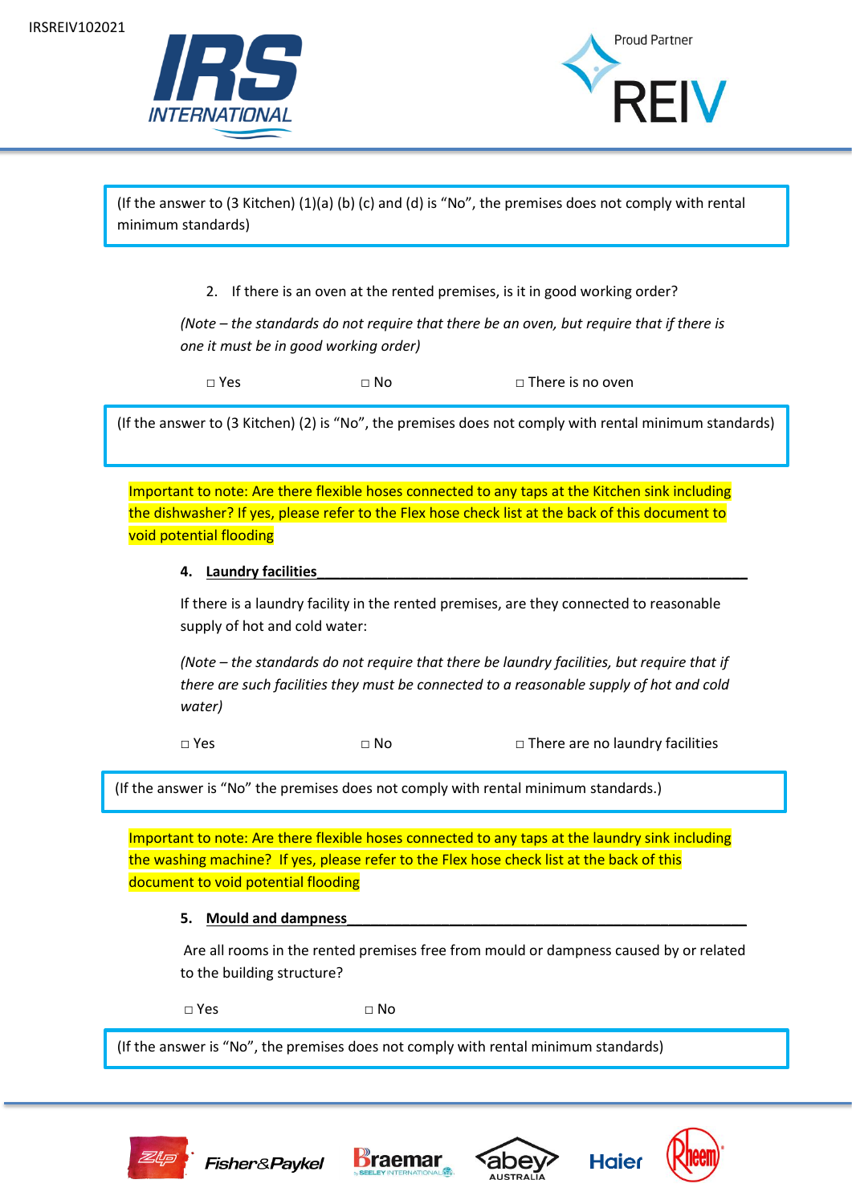(If the answer to (3 Kitchen) (1)(a) (b) (c) and (d) is "No", the premises does not comply with rental minimum standards)

2. If there is an oven at the rented premises, is it in good working order?

*(Note – the standards do not require that there be an oven, but require that if there is one it must be in good working order)*

□ Yes □ No □ There is no oven

(If the answer to (3 Kitchen) (2) is "No", the premises does not comply with rental minimum standards)

Important to note: Are there flexible hoses connected to any taps at the Kitchen sink including the dishwasher? If yes, please refer to the Flex hose check list at the back of this document to void potential flooding

**4. Laundry facilities**

If there is a laundry facility in the rented premises, are they connected to reasonable supply of hot and cold water:

*(Note – the standards do not require that there be laundry facilities, but require that if there are such facilities they must be connected to a reasonable supply of hot and cold water)*

□ Yes □ No □ There are no laundry facilities

(If the answer is "No" the premises does not comply with rental minimum standards.)

Important to note: Are there flexible hoses connected to any taps at the laundry sink including the washing machine? If yes, please refer to the Flex hose check list at the back of this document to void potential flooding

**5. Mould and dampness**

Are all rooms in the rented premises free from mould or dampness caused by or related to the building structure?

□ Yes □ No

(If the answer is "No", the premises does not comply with rental minimum standards)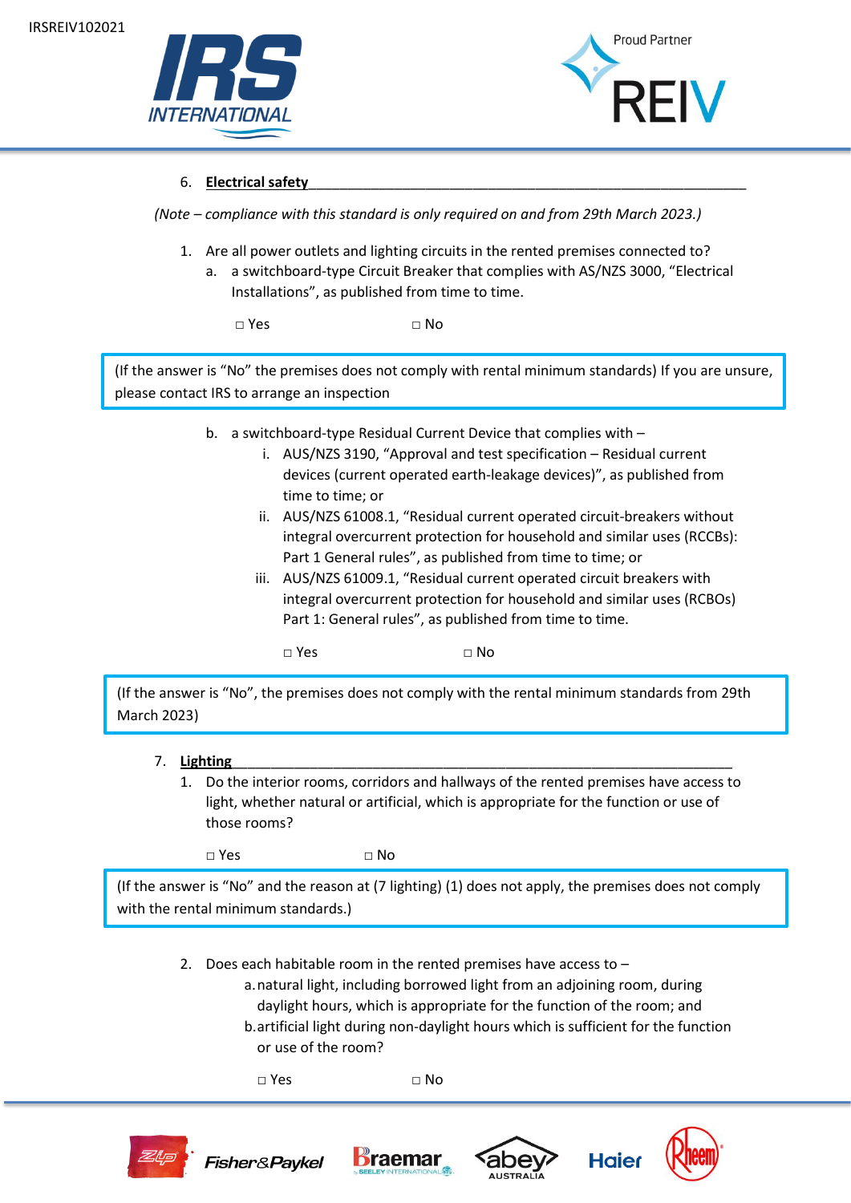6. **Electrical safety**

*(Note – compliance with this standard is only required on and from 29th March 2023.)*

1. Are all power outlets and lighting circuits in the rented premises connected to?
   a. a switchboard-type Circuit Breaker that complies with AS/NZS 3000, "Electrical Installations", as published from time to time.

      □ Yes □ No

(If the answer is "No" the premises does not comply with rental minimum standards) If you are unsure, please contact IRS to arrange an inspection

   b. a switchboard-type Residual Current Device that complies with –
      i. AUS/NZS 3190, "Approval and test specification – Residual current devices (current operated earth-leakage devices)", as published from time to time; or
      ii. AUS/NZS 61008.1, "Residual current operated circuit-breakers without integral overcurrent protection for household and similar uses (RCCBs): Part 1 General rules", as published from time to time; or
      iii. AUS/NZS 61009.1, "Residual current operated circuit breakers with integral overcurrent protection for household and similar uses (RCBOs) Part 1: General rules", as published from time to time.

      □ Yes □ No

(If the answer is "No", the premises does not comply with the rental minimum standards from 29th March 2023)

7. **Lighting**

1. Do the interior rooms, corridors and hallways of the rented premises have access to light, whether natural or artificial, which is appropriate for the function or use of those rooms?

   □ Yes □ No

(If the answer is "No" and the reason at (7 lighting) (1) does not apply, the premises does not comply with the rental minimum standards.)

2. Does each habitable room in the rented premises have access to –
   a. natural light, including borrowed light from an adjoining room, during daylight hours, which is appropriate for the function of the room; and
   b. artificial light during non-daylight hours which is sufficient for the function or use of the room?

   □ Yes □ No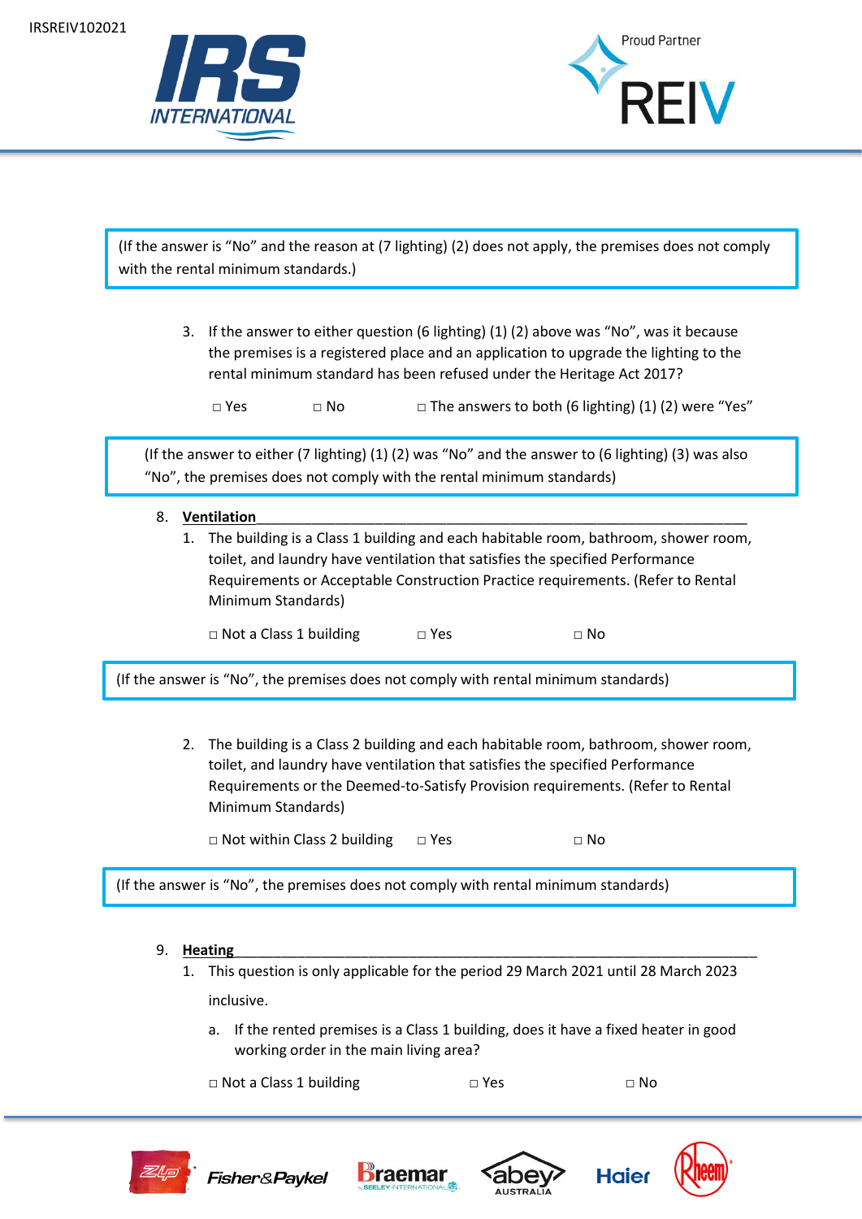(If the answer is “No” and the reason at (7 lighting) (2) does not apply, the premises does not comply with the rental minimum standards.)

3. If the answer to either question (6 lighting) (1) (2) above was “No”, was it because the premises is a registered place and an application to upgrade the lighting to the rental minimum standard has been refused under the Heritage Act 2017?

   □ Yes □ No □ The answers to both (6 lighting) (1) (2) were “Yes”

(If the answer to either (7 lighting) (1) (2) was “No” and the answer to (6 lighting) (3) was also “No”, the premises does not comply with the rental minimum standards)

8. **Ventilation**
   1. The building is a Class 1 building and each habitable room, bathroom, shower room, toilet, and laundry have ventilation that satisfies the specified Performance Requirements or Acceptable Construction Practice requirements. (Refer to Rental Minimum Standards)

      □ Not a Class 1 building □ Yes □ No

(If the answer is “No”, the premises does not comply with rental minimum standards)

   2. The building is a Class 2 building and each habitable room, bathroom, shower room, toilet, and laundry have ventilation that satisfies the specified Performance Requirements or the Deemed-to-Satisfy Provision requirements. (Refer to Rental Minimum Standards)

      □ Not within Class 2 building □ Yes □ No

(If the answer is “No”, the premises does not comply with rental minimum standards)

9. **Heating**
   1. This question is only applicable for the period 29 March 2021 until 28 March 2023 inclusive.
      a. If the rented premises is a Class 1 building, does it have a fixed heater in good working order in the main living area?

      □ Not a Class 1 building □ Yes □ No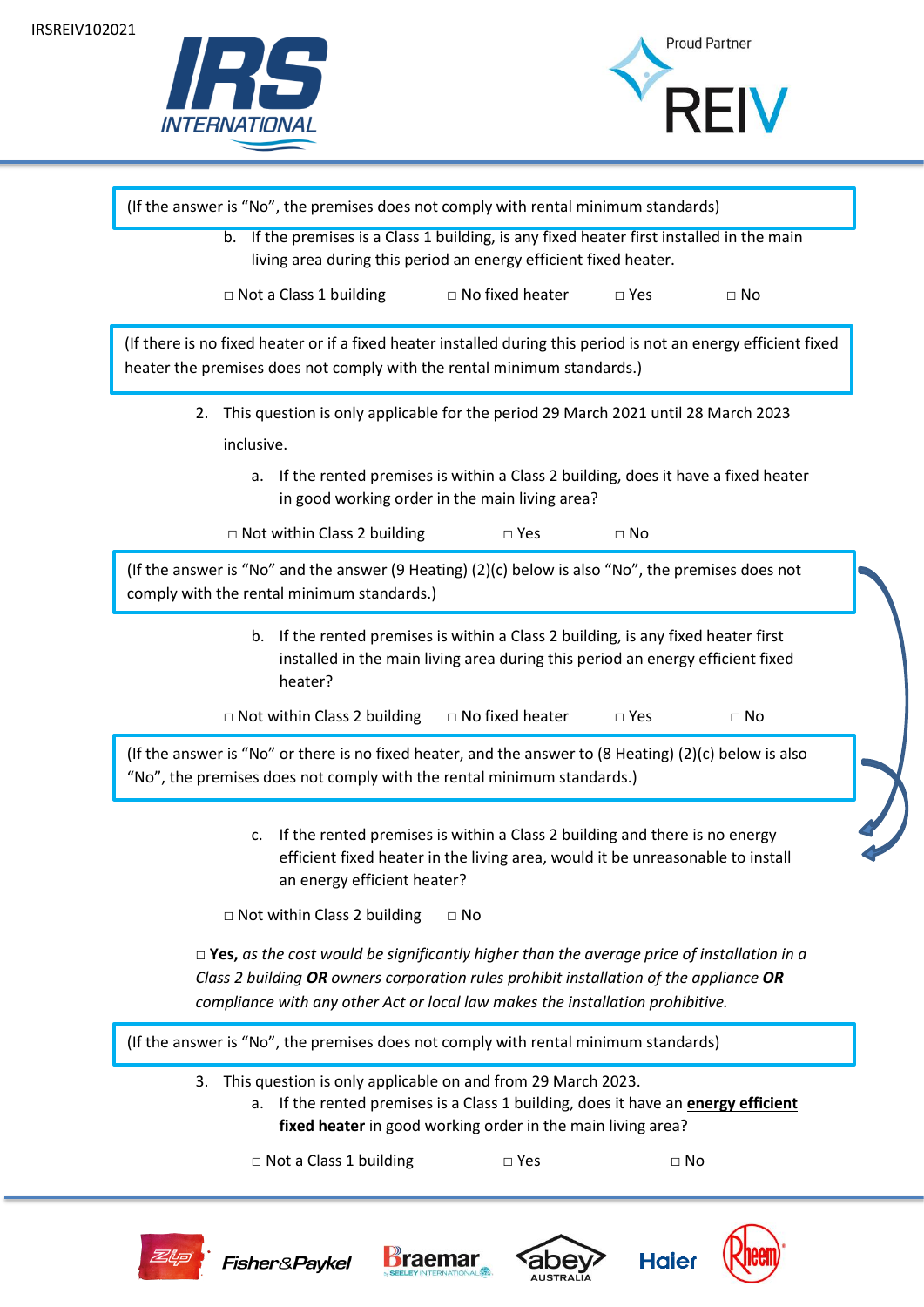(If the answer is "No", the premises does not comply with rental minimum standards)

b. If the premises is a Class 1 building, is any fixed heater first installed in the main living area during this period an energy efficient fixed heater.

□ Not a Class 1 building □ No fixed heater □ Yes □ No

(If there is no fixed heater or if a fixed heater installed during this period is not an energy efficient fixed heater the premises does not comply with the rental minimum standards.)

2. This question is only applicable for the period 29 March 2021 until 28 March 2023 inclusive.

   a. If the rented premises is within a Class 2 building, does it have a fixed heater in good working order in the main living area?

   □ Not within Class 2 building □ Yes □ No

(If the answer is "No" and the answer (9 Heating) (2)(c) below is also "No", the premises does not comply with the rental minimum standards.)

   b. If the rented premises is within a Class 2 building, is any fixed heater first installed in the main living area during this period an energy efficient fixed heater?

   □ Not within Class 2 building □ No fixed heater □ Yes □ No

(If the answer is "No" or there is no fixed heater, and the answer to (8 Heating) (2)(c) below is also "No", the premises does not comply with the rental minimum standards.)

   c. If the rented premises is within a Class 2 building and there is no energy efficient fixed heater in the living area, would it be unreasonable to install an energy efficient heater?

   □ Not within Class 2 building □ No

   □ **Yes,** *as the cost would be significantly higher than the average price of installation in a Class 2 building* ***OR*** *owners corporation rules prohibit installation of the appliance* ***OR*** *compliance with any other Act or local law makes the installation prohibitive.*

(If the answer is "No", the premises does not comply with rental minimum standards)

3. This question is only applicable on and from 29 March 2023.

   a. If the rented premises is a Class 1 building, does it have an **energy efficient fixed heater** in good working order in the main living area?

   □ Not a Class 1 building □ Yes □ No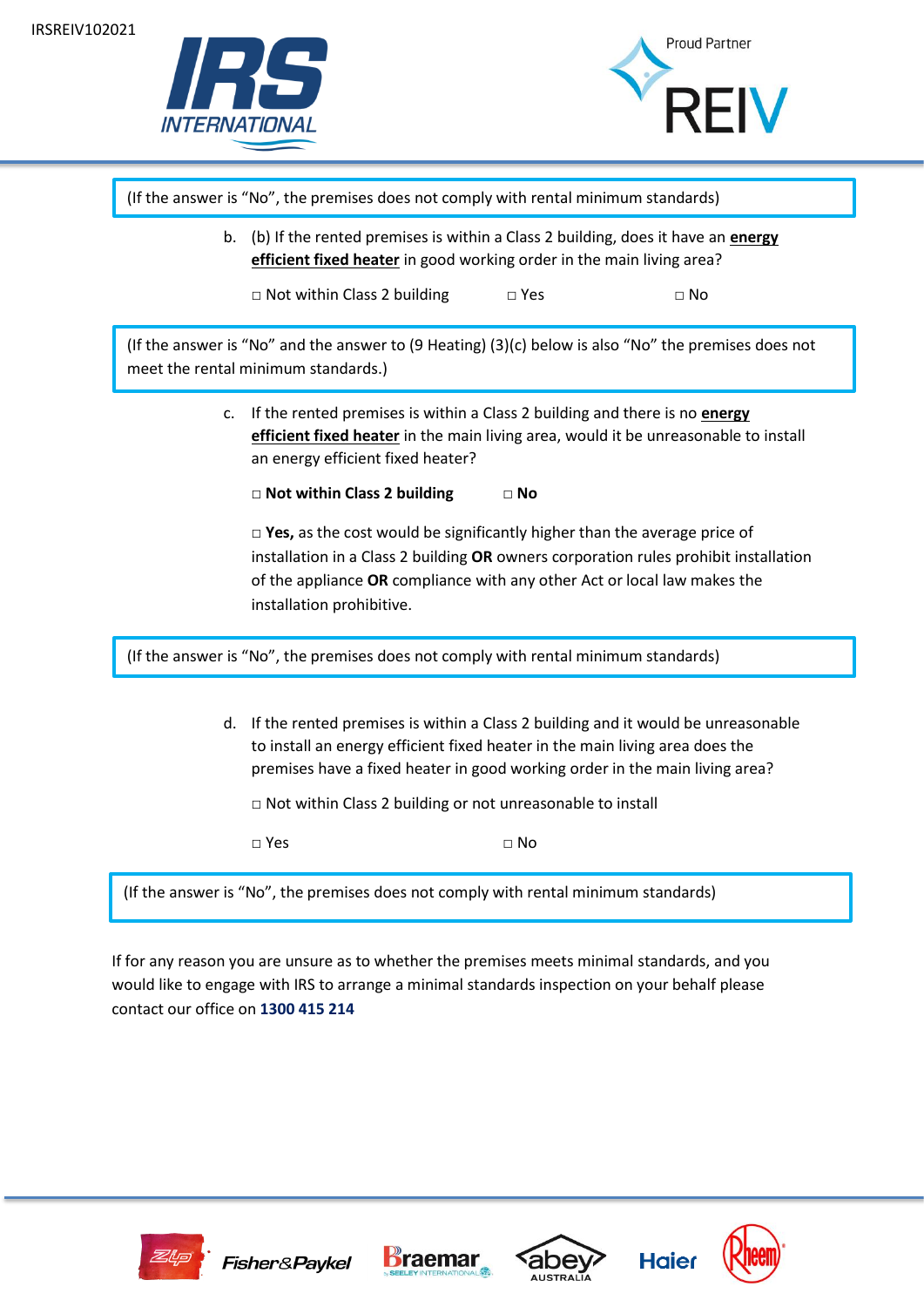(If the answer is "No", the premises does not comply with rental minimum standards)

b. (b) If the rented premises is within a Class 2 building, does it have an **energy efficient fixed heater** in good working order in the main living area?

□ Not within Class 2 building □ Yes □ No

(If the answer is "No" and the answer to (9 Heating) (3)(c) below is also "No" the premises does not meet the rental minimum standards.)

c. If the rented premises is within a Class 2 building and there is no **energy efficient fixed heater** in the main living area, would it be unreasonable to install an energy efficient fixed heater?

□ **Not within Class 2 building** □ **No**

□ **Yes,** as the cost would be significantly higher than the average price of installation in a Class 2 building **OR** owners corporation rules prohibit installation of the appliance **OR** compliance with any other Act or local law makes the installation prohibitive.

(If the answer is "No", the premises does not comply with rental minimum standards)

d. If the rented premises is within a Class 2 building and it would be unreasonable to install an energy efficient fixed heater in the main living area does the premises have a fixed heater in good working order in the main living area?

□ Not within Class 2 building or not unreasonable to install

□ Yes □ No

(If the answer is "No", the premises does not comply with rental minimum standards)

If for any reason you are unsure as to whether the premises meets minimal standards, and you would like to engage with IRS to arrange a minimal standards inspection on your behalf please contact our office on **1300 415 214**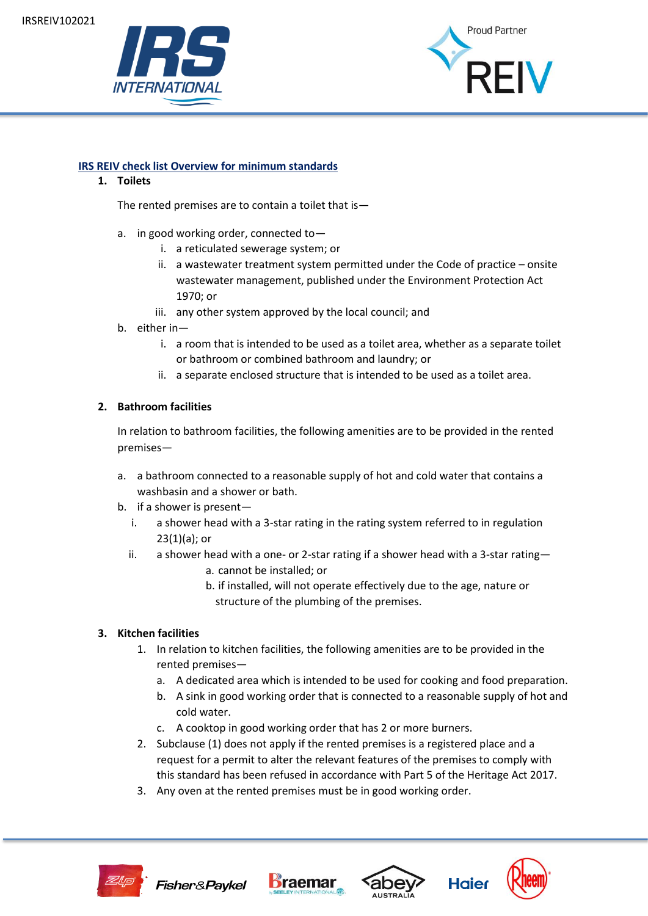## IRS REIV check list Overview for minimum standards

1. **Toilets**

   The rented premises are to contain a toilet that is—

   a. in good working order, connected to—
      i. a reticulated sewerage system; or
      ii. a wastewater treatment system permitted under the Code of practice – onsite wastewater management, published under the Environment Protection Act 1970; or
      iii. any other system approved by the local council; and

   b. either in—
      i. a room that is intended to be used as a toilet area, whether as a separate toilet or bathroom or combined bathroom and laundry; or
      ii. a separate enclosed structure that is intended to be used as a toilet area.

2. **Bathroom facilities**

   In relation to bathroom facilities, the following amenities are to be provided in the rented premises—

   a. a bathroom connected to a reasonable supply of hot and cold water that contains a washbasin and a shower or bath.
   b. if a shower is present—
      i. a shower head with a 3-star rating in the rating system referred to in regulation 23(1)(a); or
      ii. a shower head with a one- or 2-star rating if a shower head with a 3-star rating—
         a. cannot be installed; or
         b. if installed, will not operate effectively due to the age, nature or structure of the plumbing of the premises.

3. **Kitchen facilities**
   1. In relation to kitchen facilities, the following amenities are to be provided in the rented premises—
      a. A dedicated area which is intended to be used for cooking and food preparation.
      b. A sink in good working order that is connected to a reasonable supply of hot and cold water.
      c. A cooktop in good working order that has 2 or more burners.
   2. Subclause (1) does not apply if the rented premises is a registered place and a request for a permit to alter the relevant features of the premises to comply with this standard has been refused in accordance with Part 5 of the Heritage Act 2017.
   3. Any oven at the rented premises must be in good working order.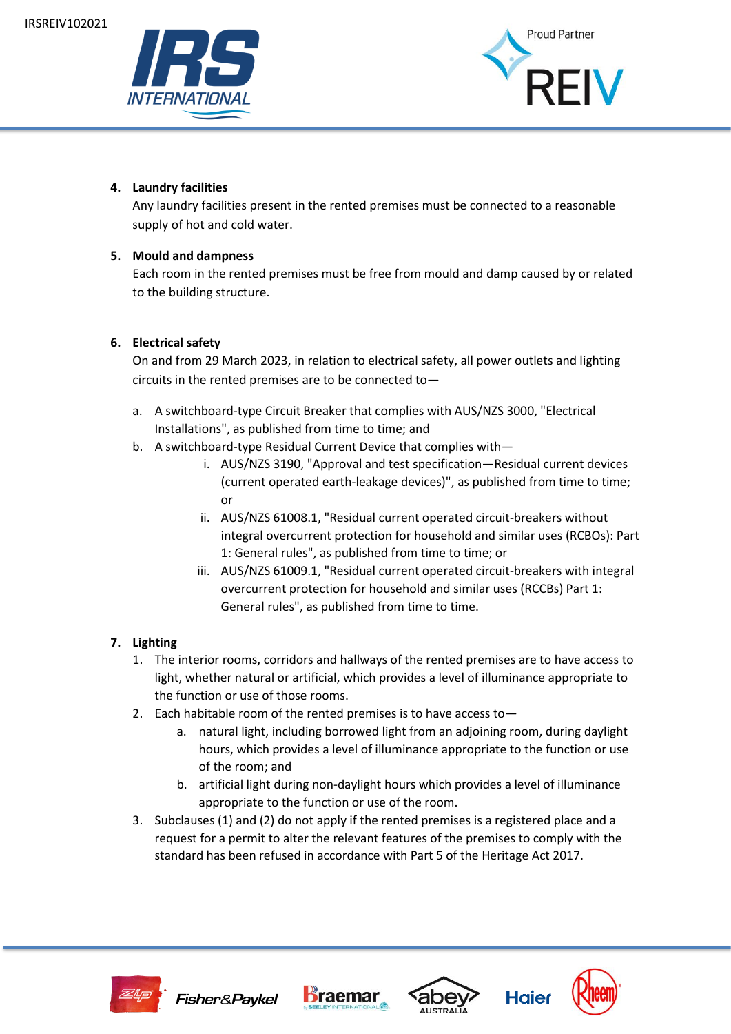4. **Laundry facilities**
   Any laundry facilities present in the rented premises must be connected to a reasonable supply of hot and cold water.

5. **Mould and dampness**
   Each room in the rented premises must be free from mould and damp caused by or related to the building structure.

6. **Electrical safety**
   On and from 29 March 2023, in relation to electrical safety, all power outlets and lighting circuits in the rented premises are to be connected to—

   a. A switchboard-type Circuit Breaker that complies with AUS/NZS 3000, "Electrical Installations", as published from time to time; and
   b. A switchboard-type Residual Current Device that complies with—
      i. AUS/NZS 3190, "Approval and test specification—Residual current devices (current operated earth-leakage devices)", as published from time to time; or
      ii. AUS/NZS 61008.1, "Residual current operated circuit-breakers without integral overcurrent protection for household and similar uses (RCBOs): Part 1: General rules", as published from time to time; or
      iii. AUS/NZS 61009.1, "Residual current operated circuit-breakers with integral overcurrent protection for household and similar uses (RCCBs) Part 1: General rules", as published from time to time.

7. **Lighting**
   1. The interior rooms, corridors and hallways of the rented premises are to have access to light, whether natural or artificial, which provides a level of illuminance appropriate to the function or use of those rooms.
   2. Each habitable room of the rented premises is to have access to—
      a. natural light, including borrowed light from an adjoining room, during daylight hours, which provides a level of illuminance appropriate to the function or use of the room; and
      b. artificial light during non-daylight hours which provides a level of illuminance appropriate to the function or use of the room.
   3. Subclauses (1) and (2) do not apply if the rented premises is a registered place and a request for a permit to alter the relevant features of the premises to comply with the standard has been refused in accordance with Part 5 of the Heritage Act 2017.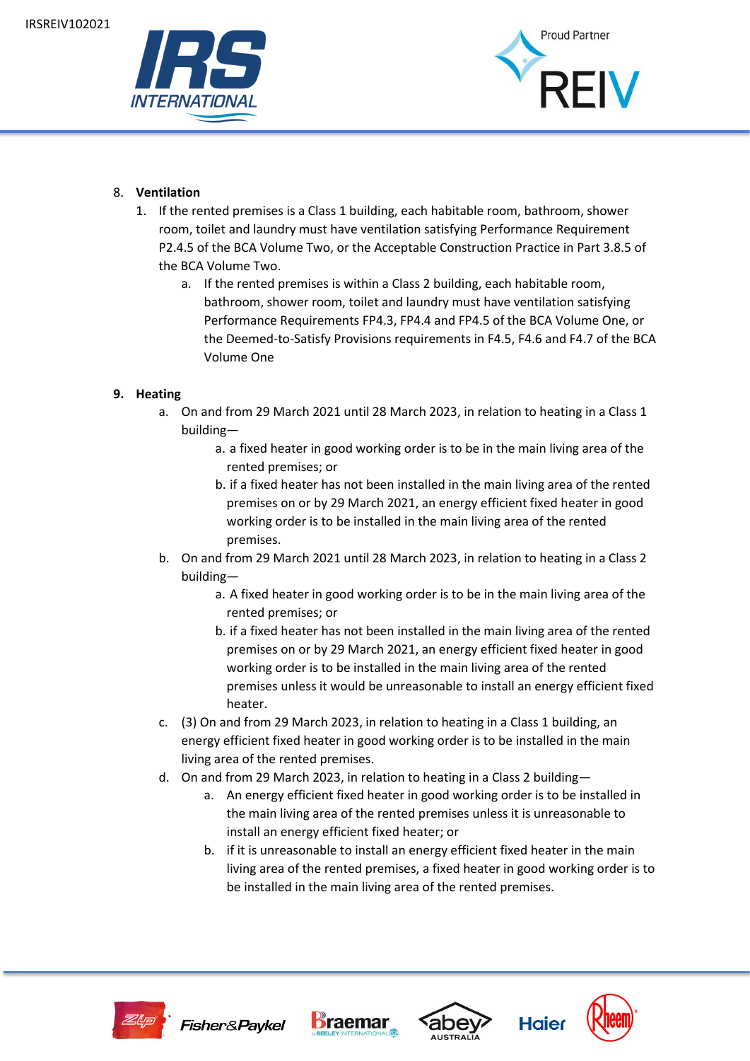8. **Ventilation**
    1. If the rented premises is a Class 1 building, each habitable room, bathroom, shower room, toilet and laundry must have ventilation satisfying Performance Requirement P2.4.5 of the BCA Volume Two, or the Acceptable Construction Practice in Part 3.8.5 of the BCA Volume Two.
        a. If the rented premises is within a Class 2 building, each habitable room, bathroom, shower room, toilet and laundry must have ventilation satisfying Performance Requirements FP4.3, FP4.4 and FP4.5 of the BCA Volume One, or the Deemed-to-Satisfy Provisions requirements in F4.5, F4.6 and F4.7 of the BCA Volume One

**9. Heating**

a. On and from 29 March 2021 until 28 March 2023, in relation to heating in a Class 1 building—
    a. a fixed heater in good working order is to be in the main living area of the rented premises; or
    b. if a fixed heater has not been installed in the main living area of the rented premises on or by 29 March 2021, an energy efficient fixed heater in good working order is to be installed in the main living area of the rented premises.

b. On and from 29 March 2021 until 28 March 2023, in relation to heating in a Class 2 building—
    a. A fixed heater in good working order is to be in the main living area of the rented premises; or
    b. if a fixed heater has not been installed in the main living area of the rented premises on or by 29 March 2021, an energy efficient fixed heater in good working order is to be installed in the main living area of the rented premises unless it would be unreasonable to install an energy efficient fixed heater.

c. (3) On and from 29 March 2023, in relation to heating in a Class 1 building, an energy efficient fixed heater in good working order is to be installed in the main living area of the rented premises.

d. On and from 29 March 2023, in relation to heating in a Class 2 building—
    a. An energy efficient fixed heater in good working order is to be installed in the main living area of the rented premises unless it is unreasonable to install an energy efficient fixed heater; or
    b. if it is unreasonable to install an energy efficient fixed heater in the main living area of the rented premises, a fixed heater in good working order is to be installed in the main living area of the rented premises.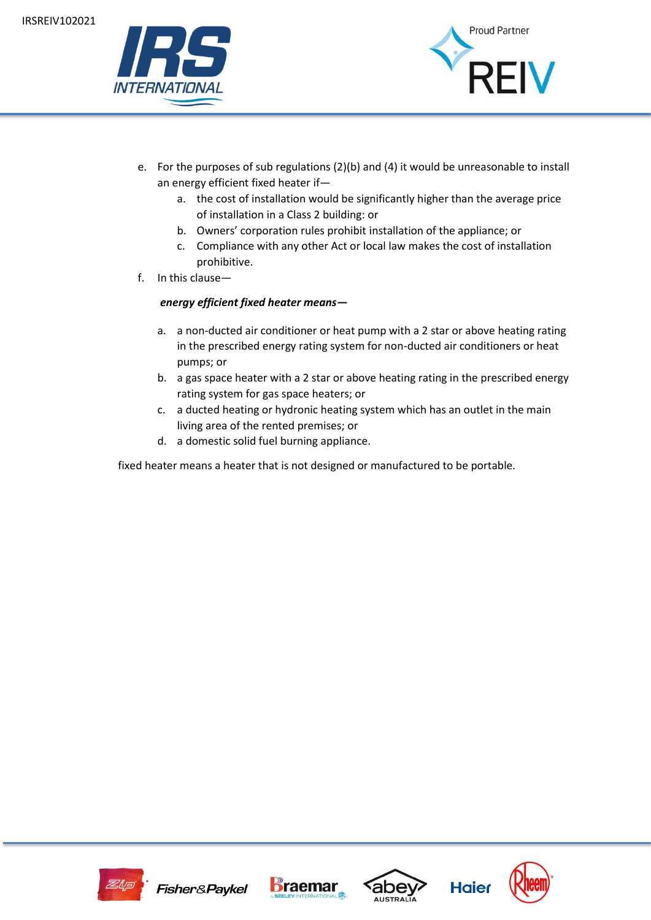e. For the purposes of sub regulations (2)(b) and (4) it would be unreasonable to install an energy efficient fixed heater if—
    a. the cost of installation would be significantly higher than the average price of installation in a Class 2 building: or
    b. Owners' corporation rules prohibit installation of the appliance; or
    c. Compliance with any other Act or local law makes the cost of installation prohibitive.

f. In this clause—

    ***energy efficient fixed heater means—***

    a. a non-ducted air conditioner or heat pump with a 2 star or above heating rating in the prescribed energy rating system for non-ducted air conditioners or heat pumps; or
    b. a gas space heater with a 2 star or above heating rating in the prescribed energy rating system for gas space heaters; or
    c. a ducted heating or hydronic heating system which has an outlet in the main living area of the rented premises; or
    d. a domestic solid fuel burning appliance.

fixed heater means a heater that is not designed or manufactured to be portable.